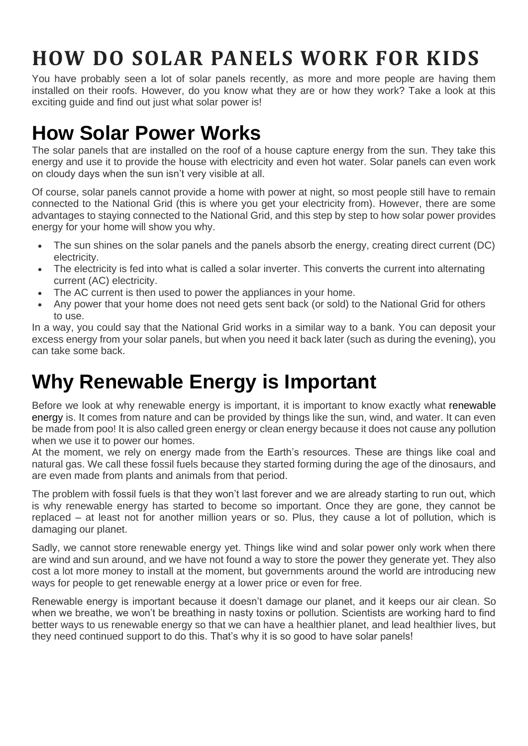# HOW DO SOLAR PANELS WORK FOR KIDS

You have probably seen a lot of solar panels recently, as more and more people are having them installed on their roofs. However, do you know what they are or how they work? Take a look at this exciting guide and find out just what solar power is!

## How Solar Power Works

The solar panels that are installed on the roof of a house capture energy from the sun. They take this energy and use it to provide the house with electricity and even hot water. Solar panels can even work on cloudy days when the sun isn't very visible at all.

Of course, solar panels cannot provide a home with power at night, so most people still have to remain connected to the National Grid (this is where you get your electricity from). However, there are some advantages to staying connected to the National Grid, and this step by step to how solar power provides energy for your home will show you why.

- The sun shines on the solar panels and the panels absorb the energy, creating direct current (DC) electricity.
- The electricity is fed into what is called a solar inverter. This converts the current into alternating current (AC) electricity.
- The AC current is then used to power the appliances in your home.
- Any power that your home does not need gets sent back (or sold) to the National Grid for others to use.

In a way, you could say that the National Grid works in a similar way to a bank. You can deposit your excess energy from your solar panels, but when you need it back later (such as during the evening), you can take some back.

## Why Renewable Energy is Important

Before we look at why renewable energy is important, it is important to know exactly what renewable energy is. It comes from nature and can be provided by things like the sun, wind, and water. It can even be made from poo! It is also called green energy or clean energy because it does not cause any pollution when we use it to power our homes.

At the moment, we rely on energy made from the Earth's resources. These are things like coal and natural gas. We call these fossil fuels because they started forming during the age of the dinosaurs, and are even made from plants and animals from that period.

The problem with fossil fuels is that they won't last forever and we are already starting to run out, which is why renewable energy has started to become so important. Once they are gone, they cannot be replaced – at least not for another million years or so. Plus, they cause a lot of pollution, which is damaging our planet.

Sadly, we cannot store renewable energy yet. Things like wind and solar power only work when there are wind and sun around, and we have not found a way to store the power they generate yet. They also cost a lot more money to install at the moment, but governments around the world are introducing new ways for people to get renewable energy at a lower price or even for free.

Renewable energy is important because it doesn't damage our planet, and it keeps our air clean. So when we breathe, we won't be breathing in nasty toxins or pollution. Scientists are working hard to find better ways to us renewable energy so that we can have a healthier planet, and lead healthier lives, but they need continued support to do this. That's why it is so good to have solar panels!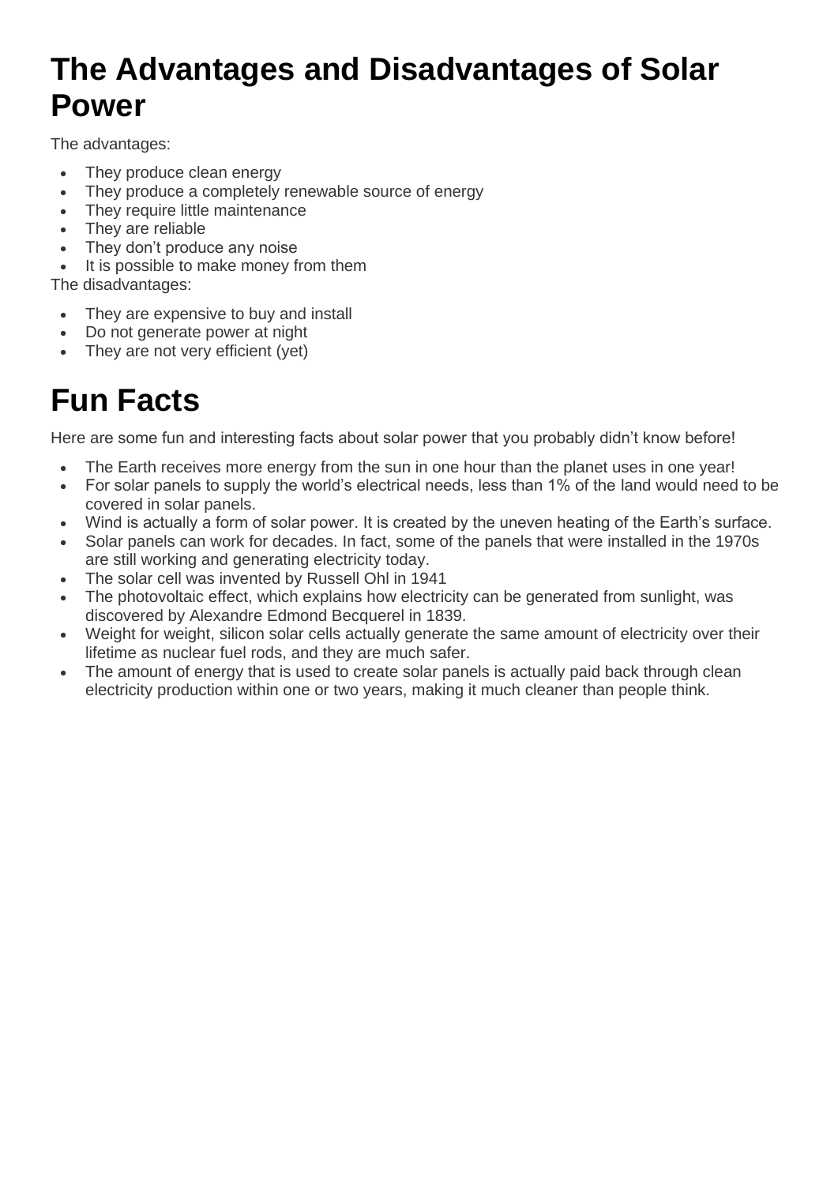# The Advantages and Disadvantages of Solar Power

The advantages:

- They produce clean energy
- They produce a completely renewable source of energy
- They require little maintenance
- They are reliable
- They don't produce any noise
- It is possible to make money from them

The disadvantages:

- They are expensive to buy and install
- Do not generate power at night
- They are not very efficient (yet)

# Fun Facts

Here are some fun and interesting facts about solar power that you probably didn't know before!

- The Earth receives more energy from the sun in one hour than the planet uses in one year!
- For solar panels to supply the world's electrical needs, less than 1% of the land would need to be covered in solar panels.
- Wind is actually a form of solar power. It is created by the uneven heating of the Earth's surface.
- Solar panels can work for decades. In fact, some of the panels that were installed in the 1970s are still working and generating electricity today.
- The solar cell was invented by Russell Ohl in 1941
- The photovoltaic effect, which explains how electricity can be generated from sunlight, was discovered by Alexandre Edmond Becquerel in 1839.
- Weight for weight, silicon solar cells actually generate the same amount of electricity over their lifetime as nuclear fuel rods, and they are much safer.
- The amount of energy that is used to create solar panels is actually paid back through clean electricity production within one or two years, making it much cleaner than people think.